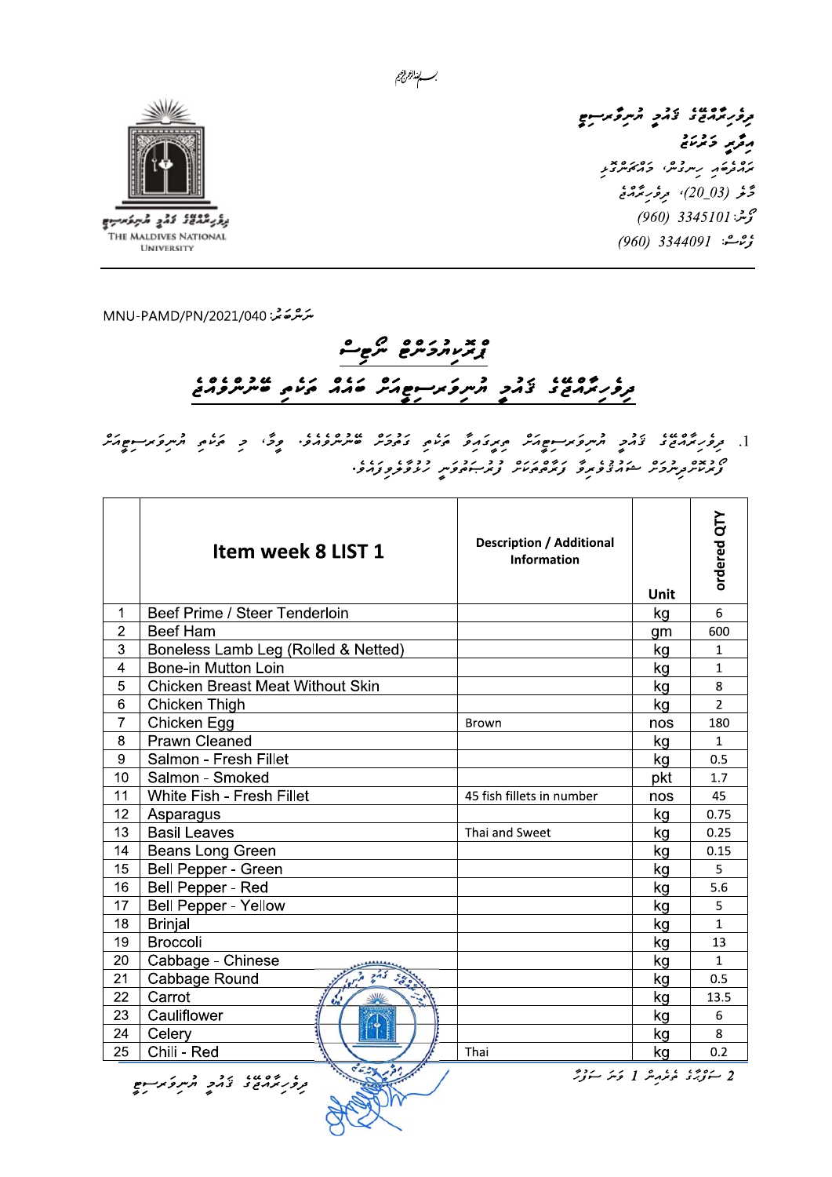بسم الله الرحمن الرحيم

ދިވެހިރާއްޖޭގެ ޤައުމީ ޔުނިވަރސިޓީ
އިދާރީ މަރުކަޒު
ރައްދެބައި ހިނގުން، މަޢުލޫމާތު
މާލެ (20_03)، ދިވެހިރާއްޖެ
ފޯން: 3345101 (960)
ފެކްސް: 3344091 (960)

THE MALDIVES NATIONAL UNIVERSITY

ނަންބަރު: MNU-PAMD/PN/2021/040

# ޕްރައިމަރީ ނޯޓިސް

## ދިވެހިރާއްޖޭގެ ޤައުމީ ޔުނިވަރސިޓީއަށް ކާއެއް ތަކެތި ބޭނުންވެއްޖެ

1. ދިވެހިރާއްޖޭގެ ޤައުމީ ޔުނިވަރސިޓީއަށް ތިރީގައިވާ ތަކެތި ގަތުމަށް ބޭނުންވެއެވެ. މިގޮތުން، މި ތަކެތި ޔުނިވަރސިޓީއަށް ފޯރުކޮށްދިނުމަށް ޝައުޤުވެރިވާ ފަރާތްތަކަށް ފުރުޞަތު ހުޅުވާލަމެވެ.

| | Item week 8 LIST 1 | Description / Additional Information | Unit | ordered QTY |
|---|---|---|---|---|
| 1 | Beef Prime / Steer Tenderloin | | kg | 6 |
| 2 | Beef Ham | | gm | 600 |
| 3 | Boneless Lamb Leg (Rolled & Netted) | | kg | 1 |
| 4 | Bone-in Mutton Loin | | kg | 1 |
| 5 | Chicken Breast Meat Without Skin | | kg | 8 |
| 6 | Chicken Thigh | | kg | 2 |
| 7 | Chicken Egg | Brown | nos | 180 |
| 8 | Prawn Cleaned | | kg | 1 |
| 9 | Salmon - Fresh Fillet | | kg | 0.5 |
| 10 | Salmon - Smoked | | pkt | 1.7 |
| 11 | White Fish - Fresh Fillet | 45 fish fillets in number | nos | 45 |
| 12 | Asparagus | | kg | 0.75 |
| 13 | Basil Leaves | Thai and Sweet | kg | 0.25 |
| 14 | Beans Long Green | | kg | 0.15 |
| 15 | Bell Pepper - Green | | kg | 5 |
| 16 | Bell Pepper - Red | | kg | 5.6 |
| 17 | Bell Pepper - Yellow | | kg | 5 |
| 18 | Brinjal | | kg | 1 |
| 19 | Broccoli | | kg | 13 |
| 20 | Cabbage - Chinese | | kg | 1 |
| 21 | Cabbage Round | | kg | 0.5 |
| 22 | Carrot | | kg | 13.5 |
| 23 | Cauliflower | | kg | 6 |
| 24 | Celery | | kg | 8 |
| 25 | Chili - Red | Thai | kg | 0.2 |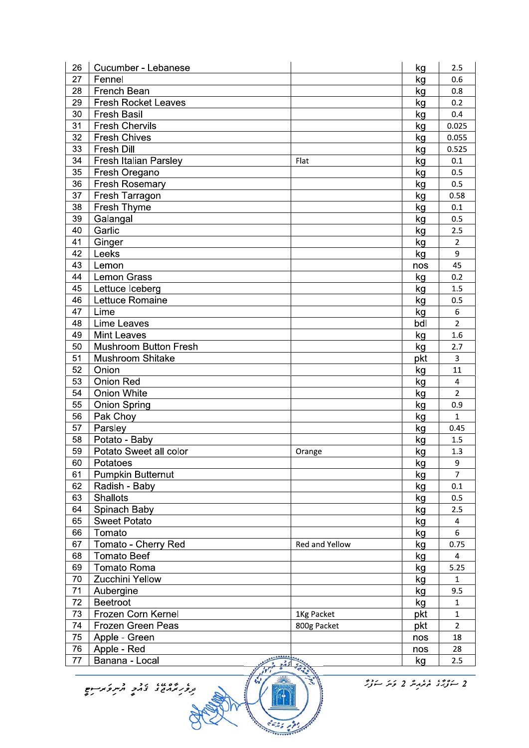| | | | | |
|---|---|---|---|---|
| 26 | Cucumber - Lebanese | | kg | 2.5 |
| 27 | Fennel | | kg | 0.6 |
| 28 | French Bean | | kg | 0.8 |
| 29 | Fresh Rocket Leaves | | kg | 0.2 |
| 30 | Fresh Basil | | kg | 0.4 |
| 31 | Fresh Chervils | | kg | 0.025 |
| 32 | Fresh Chives | | kg | 0.055 |
| 33 | Fresh Dill | | kg | 0.525 |
| 34 | Fresh Italian Parsley | Flat | kg | 0.1 |
| 35 | Fresh Oregano | | kg | 0.5 |
| 36 | Fresh Rosemary | | kg | 0.5 |
| 37 | Fresh Tarragon | | kg | 0.58 |
| 38 | Fresh Thyme | | kg | 0.1 |
| 39 | Galangal | | kg | 0.5 |
| 40 | Garlic | | kg | 2.5 |
| 41 | Ginger | | kg | 2 |
| 42 | Leeks | | kg | 9 |
| 43 | Lemon | | nos | 45 |
| 44 | Lemon Grass | | kg | 0.2 |
| 45 | Lettuce Iceberg | | kg | 1.5 |
| 46 | Lettuce Romaine | | kg | 0.5 |
| 47 | Lime | | kg | 6 |
| 48 | Lime Leaves | | bdl | 2 |
| 49 | Mint Leaves | | kg | 1.6 |
| 50 | Mushroom Button Fresh | | kg | 2.7 |
| 51 | Mushroom Shitake | | pkt | 3 |
| 52 | Onion | | kg | 11 |
| 53 | Onion Red | | kg | 4 |
| 54 | Onion White | | kg | 2 |
| 55 | Onion Spring | | kg | 0.9 |
| 56 | Pak Choy | | kg | 1 |
| 57 | Parsley | | kg | 0.45 |
| 58 | Potato - Baby | | kg | 1.5 |
| 59 | Potato Sweet all color | Orange | kg | 1.3 |
| 60 | Potatoes | | kg | 9 |
| 61 | Pumpkin Butternut | | kg | 7 |
| 62 | Radish - Baby | | kg | 0.1 |
| 63 | Shallots | | kg | 0.5 |
| 64 | Spinach Baby | | kg | 2.5 |
| 65 | Sweet Potato | | kg | 4 |
| 66 | Tomato | | kg | 6 |
| 67 | Tomato - Cherry Red | Red and Yellow | kg | 0.75 |
| 68 | Tomato Beef | | kg | 4 |
| 69 | Tomato Roma | | kg | 5.25 |
| 70 | Zucchini Yellow | | kg | 1 |
| 71 | Aubergine | | kg | 9.5 |
| 72 | Beetroot | | kg | 1 |
| 73 | Frozen Corn Kernel | 1Kg Packet | pkt | 1 |
| 74 | Frozen Green Peas | 800g Packet | pkt | 2 |
| 75 | Apple - Green | | nos | 18 |
| 76 | Apple - Red | | nos | 28 |
| 77 | Banana - Local | | kg | 2.5 |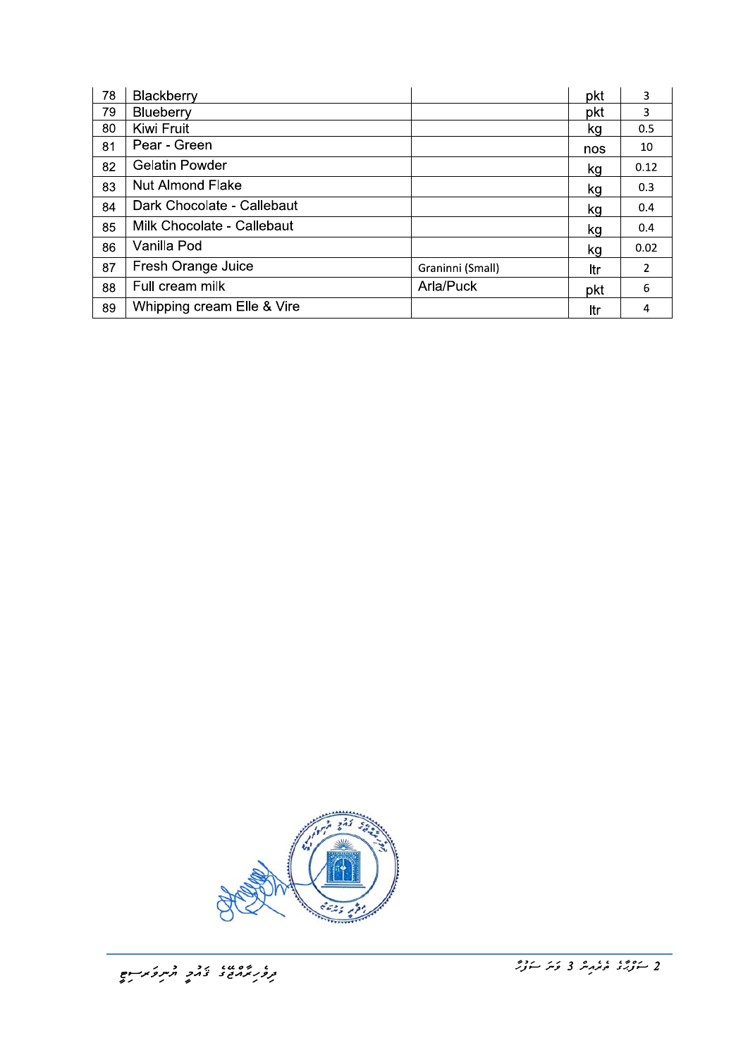| 78 | Blackberry | | pkt | 3 |
|---|---|---|---|---|
| 79 | Blueberry | | pkt | 3 |
| 80 | Kiwi Fruit | | kg | 0.5 |
| 81 | Pear - Green | | nos | 10 |
| 82 | Gelatin Powder | | kg | 0.12 |
| 83 | Nut Almond Flake | | kg | 0.3 |
| 84 | Dark Chocolate - Callebaut | | kg | 0.4 |
| 85 | Milk Chocolate - Callebaut | | kg | 0.4 |
| 86 | Vanilla Pod | | kg | 0.02 |
| 87 | Fresh Orange Juice | Graninni (Small) | ltr | 2 |
| 88 | Full cream milk | Arla/Puck | pkt | 6 |
| 89 | Whipping cream Elle & Vire | | ltr | 4 |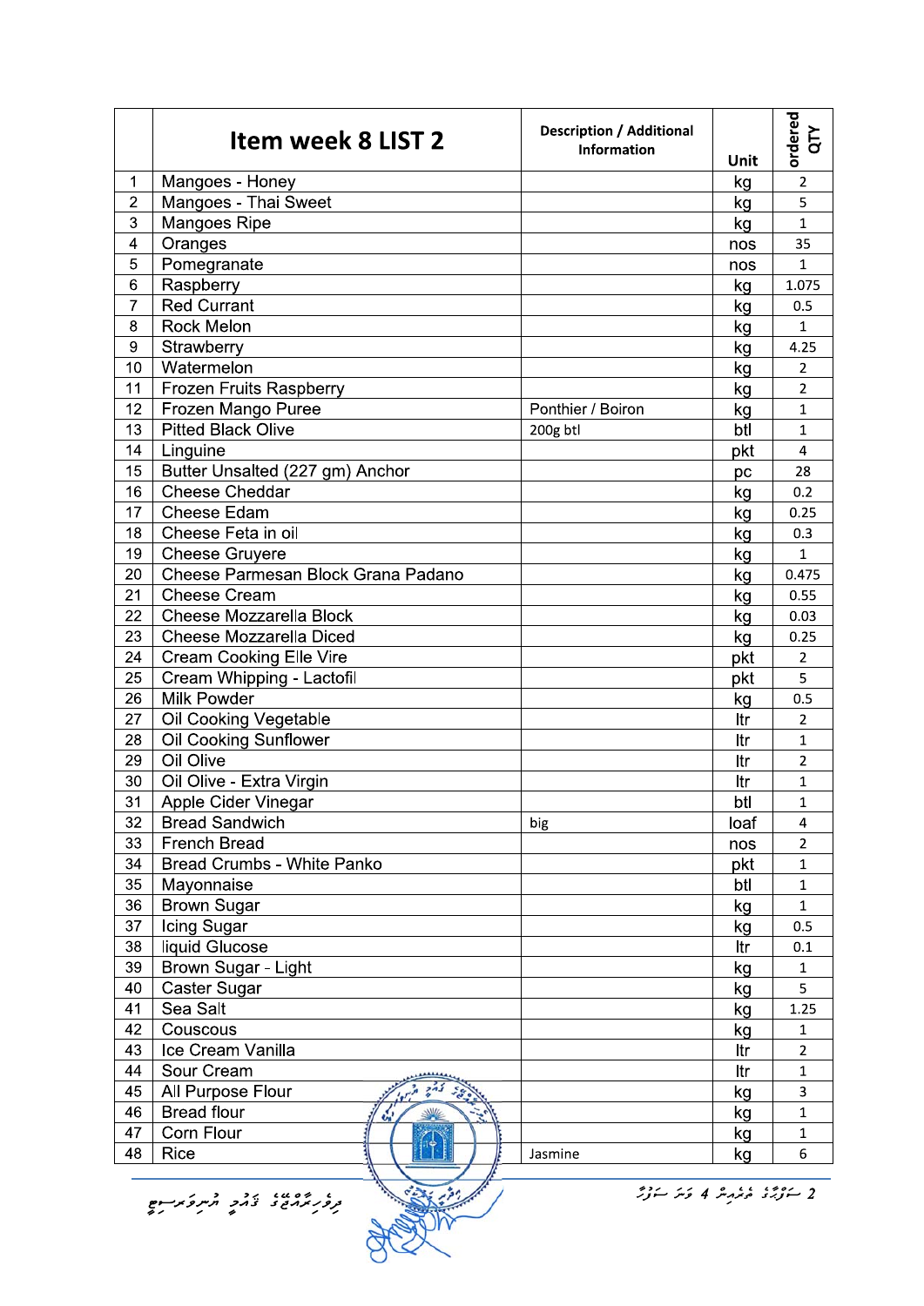| | Item week 8 LIST 2 | Description / Additional Information | Unit | ordered QTY |
|---|---|---|---|---|
| 1 | Mangoes - Honey | | kg | 2 |
| 2 | Mangoes - Thai Sweet | | kg | 5 |
| 3 | Mangoes Ripe | | kg | 1 |
| 4 | Oranges | | nos | 35 |
| 5 | Pomegranate | | nos | 1 |
| 6 | Raspberry | | kg | 1.075 |
| 7 | Red Currant | | kg | 0.5 |
| 8 | Rock Melon | | kg | 1 |
| 9 | Strawberry | | kg | 4.25 |
| 10 | Watermelon | | kg | 2 |
| 11 | Frozen Fruits Raspberry | | kg | 2 |
| 12 | Frozen Mango Puree | Ponthier / Boiron | kg | 1 |
| 13 | Pitted Black Olive | 200g btl | btl | 1 |
| 14 | Linguine | | pkt | 4 |
| 15 | Butter Unsalted (227 gm) Anchor | | pc | 28 |
| 16 | Cheese Cheddar | | kg | 0.2 |
| 17 | Cheese Edam | | kg | 0.25 |
| 18 | Cheese Feta in oil | | kg | 0.3 |
| 19 | Cheese Gruyere | | kg | 1 |
| 20 | Cheese Parmesan Block Grana Padano | | kg | 0.475 |
| 21 | Cheese Cream | | kg | 0.55 |
| 22 | Cheese Mozzarella Block | | kg | 0.03 |
| 23 | Cheese Mozzarella Diced | | kg | 0.25 |
| 24 | Cream Cooking Elle Vire | | pkt | 2 |
| 25 | Cream Whipping - Lactofil | | pkt | 5 |
| 26 | Milk Powder | | kg | 0.5 |
| 27 | Oil Cooking Vegetable | | ltr | 2 |
| 28 | Oil Cooking Sunflower | | ltr | 1 |
| 29 | Oil Olive | | ltr | 2 |
| 30 | Oil Olive - Extra Virgin | | ltr | 1 |
| 31 | Apple Cider Vinegar | | btl | 1 |
| 32 | Bread Sandwich | big | loaf | 4 |
| 33 | French Bread | | nos | 2 |
| 34 | Bread Crumbs - White Panko | | pkt | 1 |
| 35 | Mayonnaise | | btl | 1 |
| 36 | Brown Sugar | | kg | 1 |
| 37 | Icing Sugar | | kg | 0.5 |
| 38 | liquid Glucose | | ltr | 0.1 |
| 39 | Brown Sugar - Light | | kg | 1 |
| 40 | Caster Sugar | | kg | 5 |
| 41 | Sea Salt | | kg | 1.25 |
| 42 | Couscous | | kg | 1 |
| 43 | Ice Cream Vanilla | | ltr | 2 |
| 44 | Sour Cream | | ltr | 1 |
| 45 | All Purpose Flour | | kg | 3 |
| 46 | Bread flour | | kg | 1 |
| 47 | Corn Flour | | kg | 1 |
| 48 | Rice | Jasmine | kg | 6 |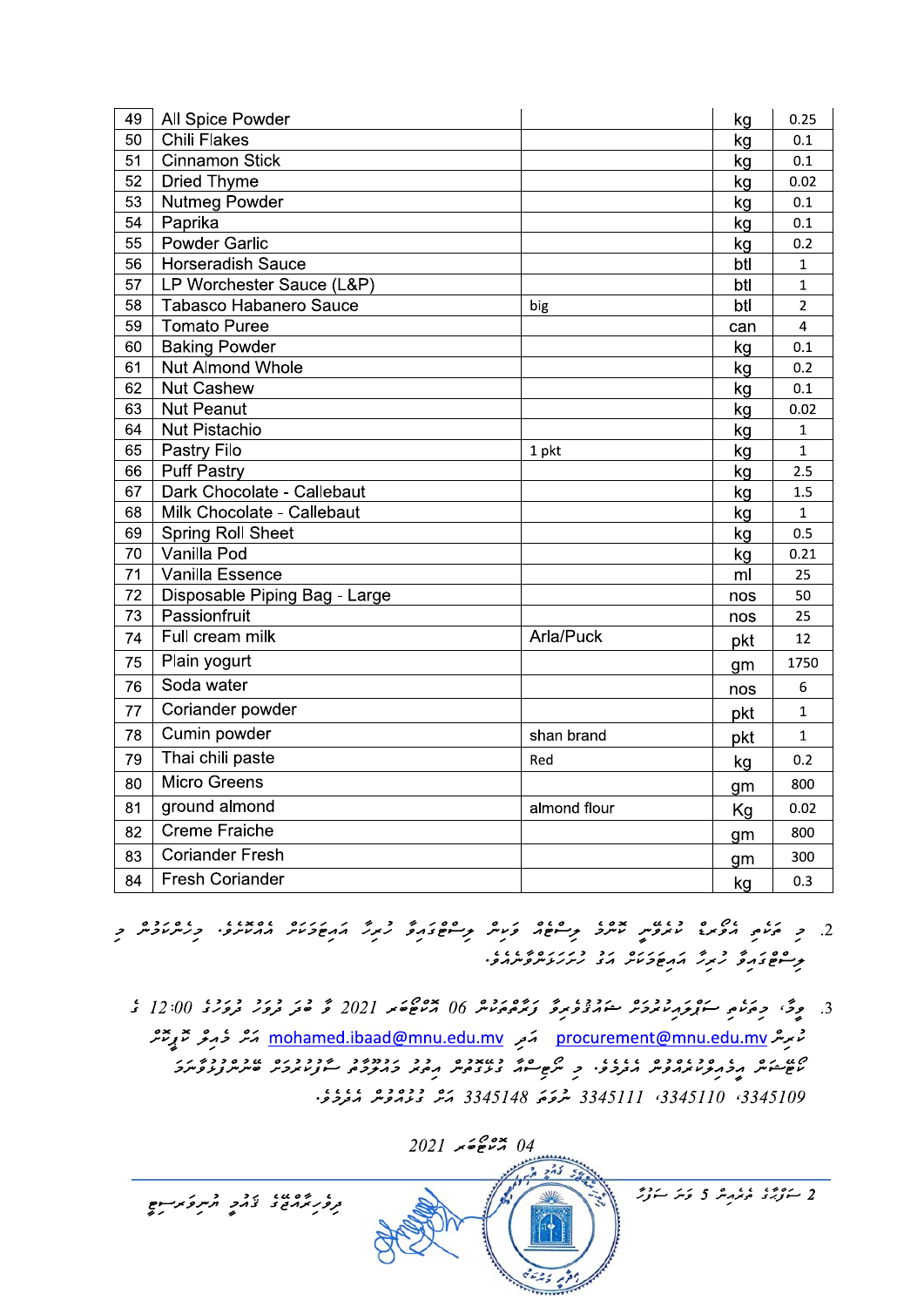| 49 | All Spice Powder | | kg | 0.25 |
|---|---|---|---|---|
| 50 | Chili Flakes | | kg | 0.1 |
| 51 | Cinnamon Stick | | kg | 0.1 |
| 52 | Dried Thyme | | kg | 0.02 |
| 53 | Nutmeg Powder | | kg | 0.1 |
| 54 | Paprika | | kg | 0.1 |
| 55 | Powder Garlic | | kg | 0.2 |
| 56 | Horseradish Sauce | | btl | 1 |
| 57 | LP Worchester Sauce (L&P) | | btl | 1 |
| 58 | Tabasco Habanero Sauce | big | btl | 2 |
| 59 | Tomato Puree | | can | 4 |
| 60 | Baking Powder | | kg | 0.1 |
| 61 | Nut Almond Whole | | kg | 0.2 |
| 62 | Nut Cashew | | kg | 0.1 |
| 63 | Nut Peanut | | kg | 0.02 |
| 64 | Nut Pistachio | | kg | 1 |
| 65 | Pastry Filo | 1 pkt | kg | 1 |
| 66 | Puff Pastry | | kg | 2.5 |
| 67 | Dark Chocolate - Callebaut | | kg | 1.5 |
| 68 | Milk Chocolate - Callebaut | | kg | 1 |
| 69 | Spring Roll Sheet | | kg | 0.5 |
| 70 | Vanilla Pod | | kg | 0.21 |
| 71 | Vanilla Essence | | ml | 25 |
| 72 | Disposable Piping Bag - Large | | nos | 50 |
| 73 | Passionfruit | | nos | 25 |
| 74 | Full cream milk | Arla/Puck | pkt | 12 |
| 75 | Plain yogurt | | gm | 1750 |
| 76 | Soda water | | nos | 6 |
| 77 | Coriander powder | | pkt | 1 |
| 78 | Cumin powder | shan brand | pkt | 1 |
| 79 | Thai chili paste | Red | kg | 0.2 |
| 80 | Micro Greens | | gm | 800 |
| 81 | ground almond | almond flour | Kg | 0.02 |
| 82 | Creme Fraiche | | gm | 800 |
| 83 | Coriander Fresh | | gm | 300 |
| 84 | Fresh Coriander | | kg | 0.3 |

2. މި ތަކެތި އޯޑަރު ކުރެވޭނީ ބޭނުން ވުމުން ވަކިން ވިސްނޭގޮތަށް ކުރިޔަ އަޅުވަނީ އެއްކޮށް. މިހެންވުމުން މި ވިސްނޭގޮތަށް ކުރިޔަ އަޅުވަން ޖެހޭ ކުރުކުރަންވާނެއެވެ.

3. ވީމާ، މިތަކެތި ސަޕްލައިކުރުމަށް ޝައުޤުވެރިވާ ފަރާތްތަކުން 06 އޮކްޓޫބަރ 2021 ވާ ބުދަ ދުވަހު ދުވާލުގެ 12:00 ގެ ކުރިން procurement@mnu.edu.mv އަދި mohamed.ibaad@mnu.edu.mv އަށް ކޯޓޭޝަން އީމެއިލްކުރައްވާން އެދެމެވެ. މި ނޯޓިސްއާ ގުޅޭގޮތުން އިތުރު މަޢުލޫމާތު ސާފުކުރުމަށް ބޭނުންފުޅުވާނަމަ 3345109، 3345110، 3345111 ނުވަތަ 3345148 އަށް ގުޅުއްވުން އެދެމެވެ.

04 އޮކްޓޫބަރ 2021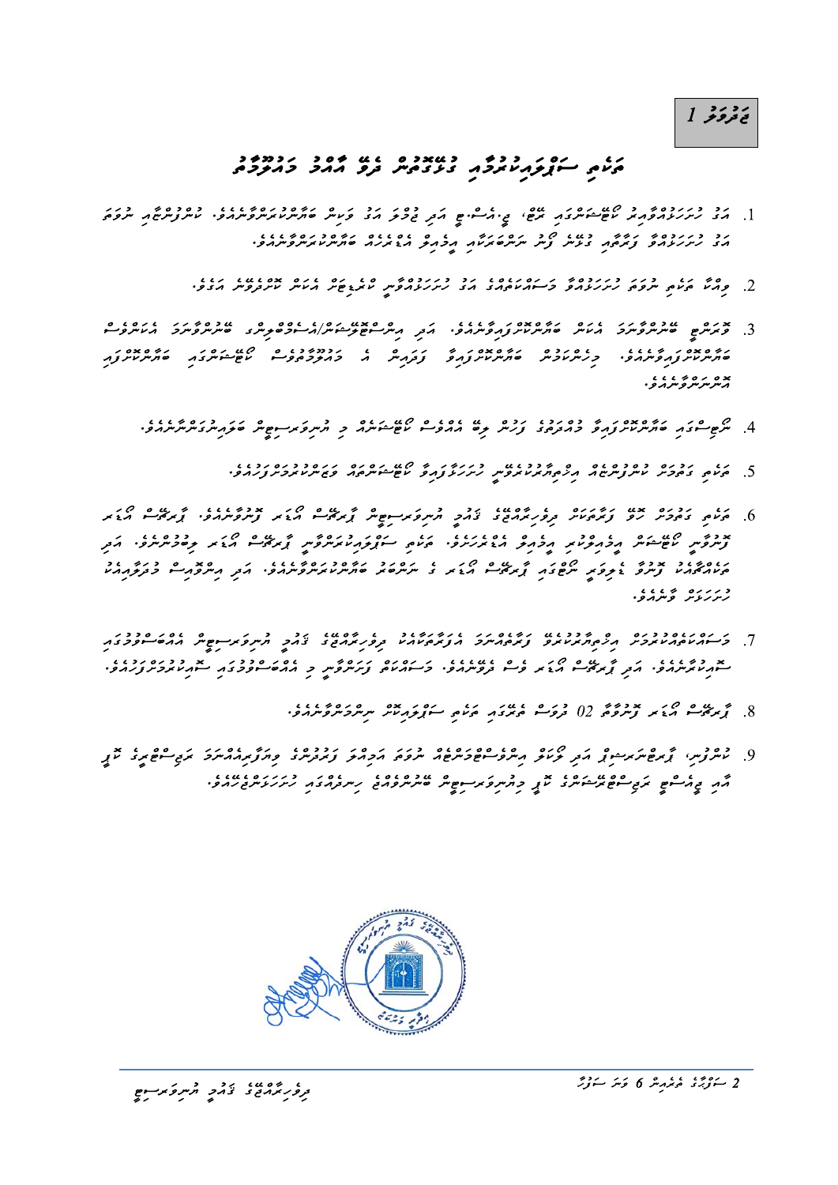ޖަދުވަލު 1

# ތަކެތި ސަޕްލައިކުރުމާއި ގުޅޭގޮތުން ދެވޭ އާއްމު މަޢުލޫމާތު

1. އަގު ހުށަހަޅުއްވާއިރު ކޯޓޭޝަންގައި ރޭޓް، ޖީ.އެސް.ޓީ އަދި ޖުމްލަ އަގު ވަކިން ބަޔާންކުރަންވާނެއެވެ. ކުންފުންޏާއި ނުވަތަ އަގު ހުށަހަޅުއްވާ ފަރާތާއި ގުޅޭނެ ފޯނު ނަންބަރާއި އީމެއިލް އެޑްރެސް ބަޔާންކުރަންވާނެއެވެ.

2. ވީއްލާ ތަކެތި ނުވަތަ ހުށަހަޅުއްވާ މަސައްކަތެއްގެ އަގު ހުށަހަޅުއްވާތާ ކުރިޔަށް އޮތް މުއްދަތުގައި ބަދަލުނުވާނެ އަގެވެ.

3. ވޯރަންޓީ ބޭނުންވާނަމަ އެކަން ބަޔާންކޮށްދޭންވާނެއެވެ. އަދި އިންސްޓޯލޭޝަން/އެސެމްބްލިންގ ބޭނުންވާނަމަ އެކަންވެސް ބަޔާންކޮށްދޭންވާނެއެވެ. މިގޮތުން ބަޔާންކޮށްދިނުމުގައި ފަރާތުން ގ މައުލޫމާތުވެސް ކޯޓޭޝަންގައި ބަޔާންކޮށްދީ ހުށަހަޅަންވާނެއެވެ.

4. ނޯޓިސްގައި ބަޔާންކޮށްދީފައިވާ މުއްދަތުގެ ފަހުން ލިބޭ އެއްވެސް ކޯޓޭޝަނެއް މި އިދާރާއިން ބަލައިނުގަނެވޭނެއެވެ.

5. ތަކެތި ގެނުވަން ކުންފުނިތަކުން އިސްތިހާރުކުރާ ތަކެތީގެ ކޯޓޭޝަނުގައި މަޢުލޫމާތު ފުރިހަމަކުރަންވާނެއެވެ.

6. ތަކެތި ގެނުވަން ހުރި ފަރާތަކުން ދިވެހިރާއްޖޭގެ ޤައުމީ ޔުނިވަރސިޓީން ޕާރޗޭސް އޯޑަރ ފޮނުވާނެއެވެ. ޕާރޗޭސް އޯޑަރ ފޮނުވާނީ ކޯޓޭޝަން އީމެއިލް އެޑްރެސް މެދުވެރިކޮށެވެ. އަދި ތަކެތި ސަޕްލައިކުރާ ފަރާތާއި ޕާރޗޭސް އޯޑަރ ޑެލިވަރީ ނޯޓުގައި ފުރިހަމަކުރަންވާނެއެވެ. އަދި އިންވޮއިސް މުއްދަތުގައި ހުށަހަޅަން ވާނެއެވެ.

7. މަސައްކަތްތަކުގައި އިސްތިޢުމާލުކުރާ ފަރާތްތަކާއި ދިވެހިރާއްޖޭގެ ޤައުމީ ޔުނިވަރސިޓީން އެއްބަސްވުމުގައި ސޮއިކުރަންވާނެއެވެ. އަދި ޕާރޗޭސް އޯޑަރ ފަސް ދުވަސްވެފައި ދަމަހައްޓަން ޖެހިއްޖެނަމަ އެއްބަސްވުމުގައި ސޮއިކުރަންވާނެއެވެ.

8. ޕާރޗޭސް އޯޑަރ ފޮނުވާތާ 02 ދުވަސް ތެރޭގައި ތަކެތި ސަޕްލައިކޮށް ނިންމަންވާނެއެވެ.

9. ކުންފުނި، ޕާރޓްނަރޝިޕް އަދި ވިޔަފާރި ރަޖިސްޓްރީކުރެވިފައިވާ ނުވަތަ އަމިއްލަ ފަރުދުންގެ ތެރެއިން ޖީ.އެސް.ޓީ ރަޖިސްޓަރީ ކޮށްފައިވާ ފަރާތްތަކުން ޖީ.އެސް.ޓީ ރަޖިސްޓްރޭޝަން ކޮޕީ ޤައުމީ ޔުނިވަރސިޓީއަށް ހުށަހަޅަންޖެހޭނެއެވެ.